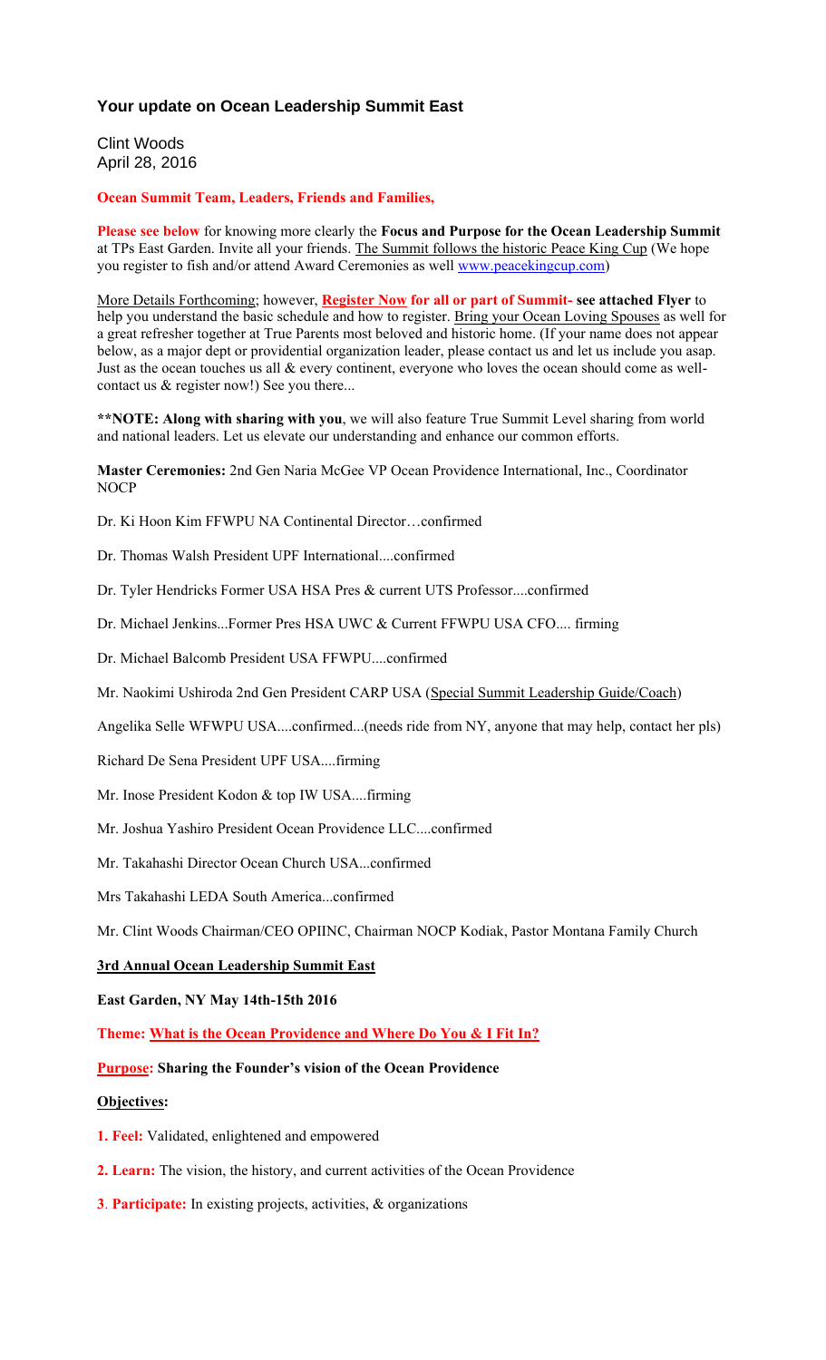# Your update on Ocean Leadership Summit East

Clint Woods
April 28, 2016

**Ocean Summit Team, Leaders, Friends and Families,**

**Please see below** for knowing more clearly the **Focus and Purpose for the Ocean Leadership Summit** at TPs East Garden. Invite all your friends. The Summit follows the historic Peace King Cup (We hope you register to fish and/or attend Award Ceremonies as well www.peacekingcup.com)

More Details Forthcoming; however, **Register Now for all or part of Summit- see attached Flyer** to help you understand the basic schedule and how to register. Bring your Ocean Loving Spouses as well for a great refresher together at True Parents most beloved and historic home. (If your name does not appear below, as a major dept or providential organization leader, please contact us and let us include you asap. Just as the ocean touches us all & every continent, everyone who loves the ocean should come as well- contact us & register now!) See you there...

**\*\*NOTE: Along with sharing with you**, we will also feature True Summit Level sharing from world and national leaders. Let us elevate our understanding and enhance our common efforts.

**Master Ceremonies:** 2nd Gen Naria McGee VP Ocean Providence International, Inc., Coordinator NOCP

Dr. Ki Hoon Kim FFWPU NA Continental Director…confirmed

Dr. Thomas Walsh President UPF International....confirmed

Dr. Tyler Hendricks Former USA HSA Pres & current UTS Professor....confirmed

Dr. Michael Jenkins...Former Pres HSA UWC & Current FFWPU USA CFO.... firming

Dr. Michael Balcomb President USA FFWPU....confirmed

Mr. Naokimi Ushiroda 2nd Gen President CARP USA (Special Summit Leadership Guide/Coach)

Angelika Selle WFWPU USA....confirmed...(needs ride from NY, anyone that may help, contact her pls)

Richard De Sena President UPF USA....firming

Mr. Inose President Kodon & top IW USA....firming

Mr. Joshua Yashiro President Ocean Providence LLC....confirmed

Mr. Takahashi Director Ocean Church USA...confirmed

Mrs Takahashi LEDA South America...confirmed

Mr. Clint Woods Chairman/CEO OPIINC, Chairman NOCP Kodiak, Pastor Montana Family Church

**3rd Annual Ocean Leadership Summit East**

**East Garden, NY May 14th-15th 2016**

**Theme: What is the Ocean Providence and Where Do You & I Fit In?**

**Purpose: Sharing the Founder's vision of the Ocean Providence**

**Objectives:**

**1. Feel:** Validated, enlightened and empowered

**2. Learn:** The vision, the history, and current activities of the Ocean Providence

**3. Participate:** In existing projects, activities, & organizations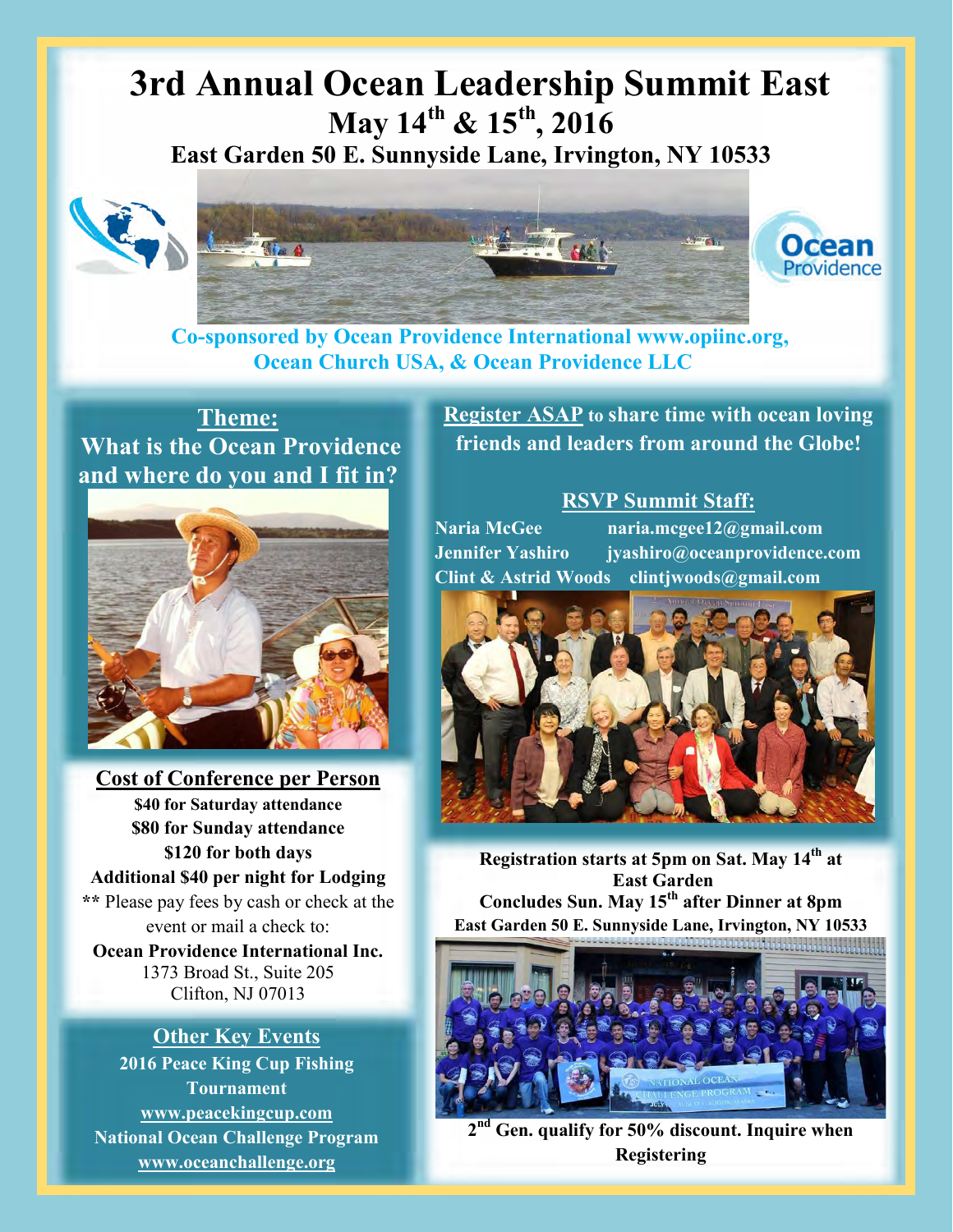# 3rd Annual Ocean Leadership Summit East

## May 14th & 15th, 2016

**East Garden 50 E. Sunnyside Lane, Irvington, NY 10533**

**Co-sponsored by Ocean Providence International www.opiinc.org, Ocean Church USA, & Ocean Providence LLC**

## Theme:

**What is the Ocean Providence and where do you and I fit in?**

### Cost of Conference per Person

**$40 for Saturday attendance**

**$80 for Sunday attendance**

**$120 for both days**

**Additional $40 per night for Lodging**

**\*\*** Please pay fees by cash or check at the event or mail a check to:

**Ocean Providence International Inc.**
1373 Broad St., Suite 205
Clifton, NJ 07013

### Other Key Events

**2016 Peace King Cup Fishing Tournament**
**www.peacekingcup.com**

**National Ocean Challenge Program**
**www.oceanchallenge.org**

**Register ASAP to share time with ocean loving friends and leaders from around the Globe!**

### RSVP Summit Staff:

**Naria McGee** naria.mcgee12@gmail.com
**Jennifer Yashiro** jyashiro@oceanprovidence.com
**Clint & Astrid Woods** clintjwoods@gmail.com

**Registration starts at 5pm on Sat. May 14th at East Garden**

**Concludes Sun. May 15th after Dinner at 8pm**

**East Garden 50 E. Sunnyside Lane, Irvington, NY 10533**

**2nd Gen. qualify for 50% discount. Inquire when Registering**